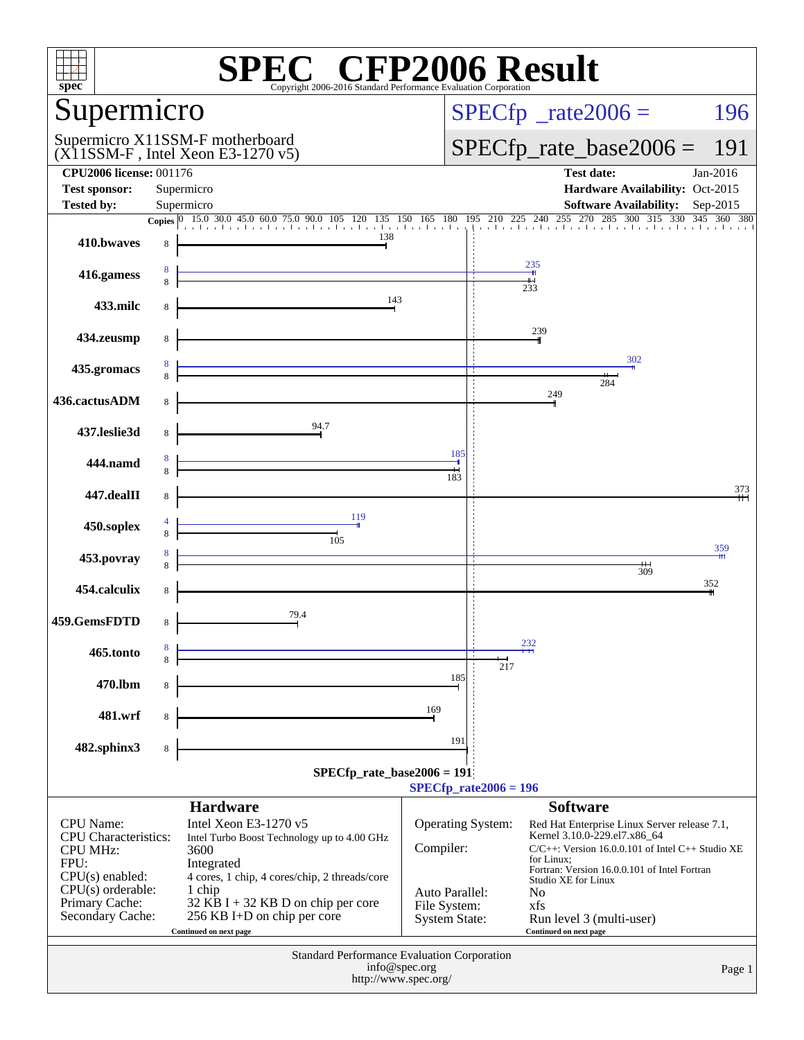# SPEC® CFP2006 Result

Copyright 2006-2016 Standard Performance Evaluation Corporation

## Supermicro

Supermicro X11SSM-F motherboard
(X11SSM-F , Intel Xeon E3-1270 v5)

**SPECfp_rate2006 = 196**

**SPECfp_rate_base2006 = 191**

| | | | |
|---|---|---|---|
| **CPU2006 license:** 001176 | | **Test date:** | Jan-2016 |
| **Test sponsor:** | Supermicro | **Hardware Availability:** | Oct-2015 |
| **Tested by:** | Supermicro | **Software Availability:** | Sep-2015 |

| Benchmark | Copies (peak) | Peak | Copies (base) | Base |
|---|---|---|---|---|
| 410.bwaves | | | 8 | 138 |
| 416.gamess | 8 | 235 | 8 | 233 |
| 433.milc | | | 8 | 143 |
| 434.zeusmp | | | 8 | 239 |
| 435.gromacs | 8 | 302 | 8 | 284 |
| 436.cactusADM | | | 8 | 249 |
| 437.leslie3d | | | 8 | 94.7 |
| 444.namd | 8 | 185 | 8 | 183 |
| 447.dealII | | | 8 | 373 |
| 450.soplex | 4 | 119 | 8 | 105 |
| 453.povray | 8 | 359 | 8 | 309 |
| 454.calculix | | | 8 | 352 |
| 459.GemsFDTD | | | 8 | 79.4 |
| 465.tonto | 8 | 232 | 8 | 217 |
| 470.lbm | | | 8 | 185 |
| 481.wrf | | | 8 | 169 |
| 482.sphinx3 | | | 8 | 191 |

SPECfp_rate_base2006 = 191

SPECfp_rate2006 = 196

### Hardware

| | |
|---|---|
| CPU Name: | Intel Xeon E3-1270 v5 |
| CPU Characteristics: | Intel Turbo Boost Technology up to 4.00 GHz |
| CPU MHz: | 3600 |
| FPU: | Integrated |
| CPU(s) enabled: | 4 cores, 1 chip, 4 cores/chip, 2 threads/core |
| CPU(s) orderable: | 1 chip |
| Primary Cache: | 32 KB I + 32 KB D on chip per core |
| Secondary Cache: | 256 KB I+D on chip per core |

Continued on next page

### Software

| | |
|---|---|
| Operating System: | Red Hat Enterprise Linux Server release 7.1, Kernel 3.10.0-229.el7.x86_64 |
| Compiler: | C/C++: Version 16.0.0.101 of Intel C++ Studio XE for Linux; Fortran: Version 16.0.0.101 of Intel Fortran Studio XE for Linux |
| Auto Parallel: | No |
| File System: | xfs |
| System State: | Run level 3 (multi-user) |

Continued on next page

Standard Performance Evaluation Corporation
info@spec.org
http://www.spec.org/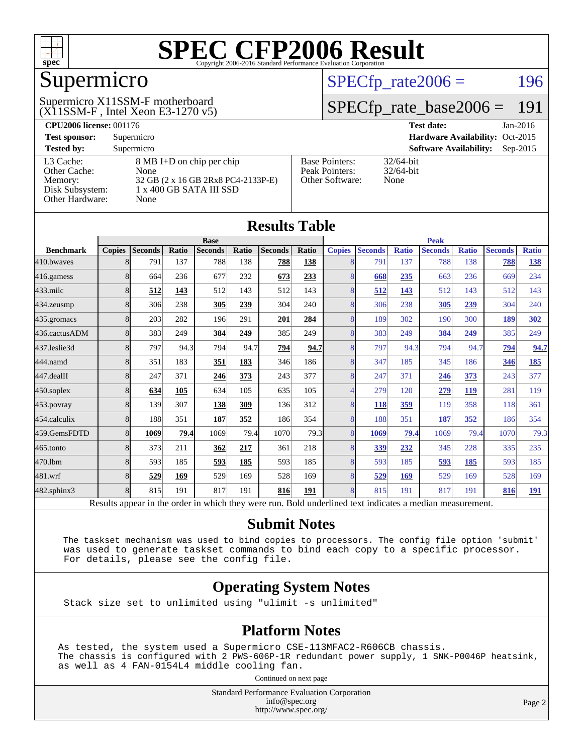# SPEC CFP2006 Result

Copyright 2006-2016 Standard Performance Evaluation Corporation

## Supermicro

Supermicro X11SSM-F motherboard
(X11SSM-F , Intel Xeon E3-1270 v5)

SPECfp_rate2006 = 196

SPECfp_rate_base2006 = 191

**CPU2006 license:** 001176
**Test sponsor:** Supermicro
**Tested by:** Supermicro

**Test date:** Jan-2016
**Hardware Availability:** Oct-2015
**Software Availability:** Sep-2015

| | |
|---|---|
| L3 Cache: | 8 MB I+D on chip per chip |
| Other Cache: | None |
| Memory: | 32 GB (2 x 16 GB 2Rx8 PC4-2133P-E) |
| Disk Subsystem: | 1 x 400 GB SATA III SSD |
| Other Hardware: | None |

| | |
|---|---|
| Base Pointers: | 32/64-bit |
| Peak Pointers: | 32/64-bit |
| Other Software: | None |

## Results Table

| Benchmark | Base | | | | | | | Peak | | | | | | |
|---|---|---|---|---|---|---|---|---|---|---|---|---|---|---|
| | Copies | Seconds | Ratio | Seconds | Ratio | Seconds | Ratio | Copies | Seconds | Ratio | Seconds | Ratio | Seconds | Ratio |
| 410.bwaves | 8 | 791 | 137 | 788 | 138 | **788** | **138** | 8 | 791 | 137 | 788 | 138 | **788** | **138** |
| 416.gamess | 8 | 664 | 236 | 677 | 232 | **673** | **233** | 8 | **668** | **235** | 663 | 236 | 669 | 234 |
| 433.milc | 8 | **512** | **143** | 512 | 143 | 512 | 143 | 8 | **512** | **143** | 512 | 143 | 512 | 143 |
| 434.zeusmp | 8 | 306 | 238 | **305** | **239** | 304 | 240 | 8 | 306 | 238 | **305** | **239** | 304 | 240 |
| 435.gromacs | 8 | 203 | 282 | 196 | 291 | **201** | **284** | 8 | 189 | 302 | 190 | 300 | **189** | **302** |
| 436.cactusADM | 8 | 383 | 249 | **384** | **249** | 385 | 249 | 8 | 383 | 249 | **384** | **249** | 385 | 249 |
| 437.leslie3d | 8 | 797 | 94.3 | 794 | 94.7 | **794** | **94.7** | 8 | 797 | 94.3 | 794 | 94.7 | **794** | **94.7** |
| 444.namd | 8 | 351 | 183 | **351** | **183** | 346 | 186 | 8 | 347 | 185 | 345 | 186 | **346** | **185** |
| 447.dealII | 8 | 247 | 371 | **246** | **373** | 243 | 377 | 8 | 247 | 371 | **246** | **373** | 243 | 377 |
| 450.soplex | 8 | **634** | **105** | 634 | 105 | 635 | 105 | 4 | 279 | 120 | **279** | **119** | 281 | 119 |
| 453.povray | 8 | 139 | 307 | **138** | **309** | 136 | 312 | 8 | **118** | **359** | 119 | 358 | 118 | 361 |
| 454.calculix | 8 | 188 | 351 | **187** | **352** | 186 | 354 | 8 | 188 | 351 | **187** | **352** | 186 | 354 |
| 459.GemsFDTD | 8 | **1069** | **79.4** | 1069 | 79.4 | 1070 | 79.3 | 8 | **1069** | **79.4** | 1069 | 79.4 | 1070 | 79.3 |
| 465.tonto | 8 | 373 | 211 | **362** | **217** | 361 | 218 | 8 | **339** | **232** | 345 | 228 | 335 | 235 |
| 470.lbm | 8 | 593 | 185 | **593** | **185** | 593 | 185 | 8 | 593 | 185 | **593** | **185** | 593 | 185 |
| 481.wrf | 8 | **529** | **169** | 529 | 169 | 528 | 169 | 8 | **529** | **169** | 529 | 169 | 528 | 169 |
| 482.sphinx3 | 8 | 815 | 191 | 817 | 191 | **816** | **191** | 8 | 815 | 191 | 817 | 191 | **816** | **191** |

Results appear in the order in which they were run. Bold underlined text indicates a median measurement.

## Submit Notes

```
The taskset mechanism was used to bind copies to processors. The config file option 'submit'
was used to generate taskset commands to bind each copy to a specific processor.
For details, please see the config file.
```

## Operating System Notes

```
Stack size set to unlimited using "ulimit -s unlimited"
```

## Platform Notes

```
As tested, the system used a Supermicro CSE-113MFAC2-R606CB chassis.
The chassis is configured with 2 PWS-606P-1R redundant power supply, 1 SNK-P0046P heatsink,
as well as 4 FAN-0154L4 middle cooling fan.
```

Continued on next page

Standard Performance Evaluation Corporation
info@spec.org
http://www.spec.org/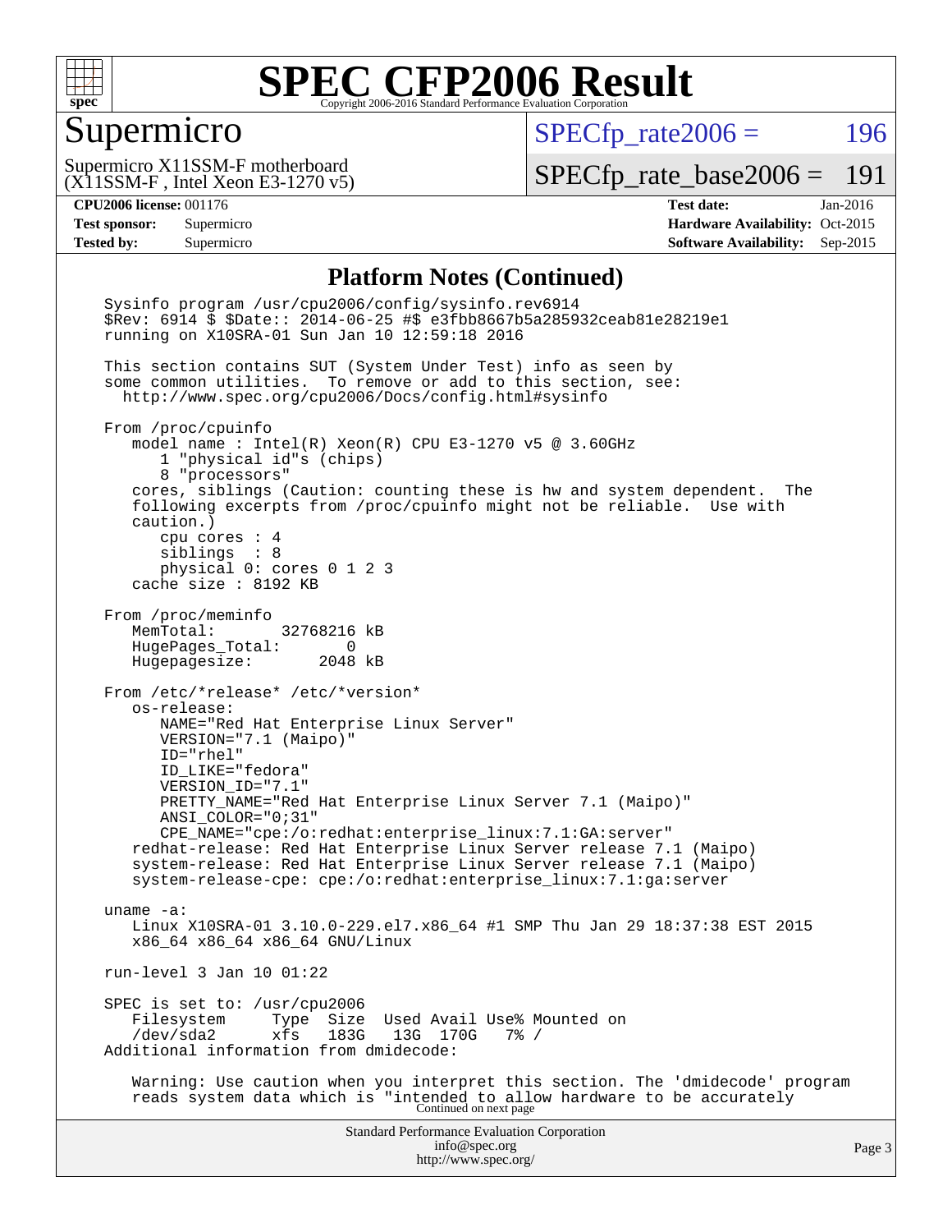## Platform Notes (Continued)

```
Sysinfo program /usr/cpu2006/config/sysinfo.rev6914
$Rev: 6914 $ $Date:: 2014-06-25 #$ e3fbb8667b5a285932ceab81e28219e1
running on X10SRA-01 Sun Jan 10 12:59:18 2016

This section contains SUT (System Under Test) info as seen by
some common utilities.  To remove or add to this section, see:
  http://www.spec.org/cpu2006/Docs/config.html#sysinfo

From /proc/cpuinfo
   model name : Intel(R) Xeon(R) CPU E3-1270 v5 @ 3.60GHz
      1 "physical id"s (chips)
      8 "processors"
   cores, siblings (Caution: counting these is hw and system dependent.  The
   following excerpts from /proc/cpuinfo might not be reliable.  Use with
   caution.)
      cpu cores : 4
      siblings  : 8
      physical 0: cores 0 1 2 3
   cache size : 8192 KB

From /proc/meminfo
   MemTotal:       32768216 kB
   HugePages_Total:       0
   Hugepagesize:       2048 kB

From /etc/*release* /etc/*version*
   os-release:
      NAME="Red Hat Enterprise Linux Server"
      VERSION="7.1 (Maipo)"
      ID="rhel"
      ID_LIKE="fedora"
      VERSION_ID="7.1"
      PRETTY_NAME="Red Hat Enterprise Linux Server 7.1 (Maipo)"
      ANSI_COLOR="0;31"
      CPE_NAME="cpe:/o:redhat:enterprise_linux:7.1:GA:server"
   redhat-release: Red Hat Enterprise Linux Server release 7.1 (Maipo)
   system-release: Red Hat Enterprise Linux Server release 7.1 (Maipo)
   system-release-cpe: cpe:/o:redhat:enterprise_linux:7.1:ga:server

uname -a:
   Linux X10SRA-01 3.10.0-229.el7.x86_64 #1 SMP Thu Jan 29 18:37:38 EST 2015
   x86_64 x86_64 x86_64 GNU/Linux

run-level 3 Jan 10 01:22

SPEC is set to: /usr/cpu2006
   Filesystem     Type  Size  Used Avail Use% Mounted on
   /dev/sda2      xfs   183G   13G  170G   7% /
Additional information from dmidecode:

   Warning: Use caution when you interpret this section. The 'dmidecode' program
   reads system data which is "intended to allow hardware to be accurately
```

Continued on next page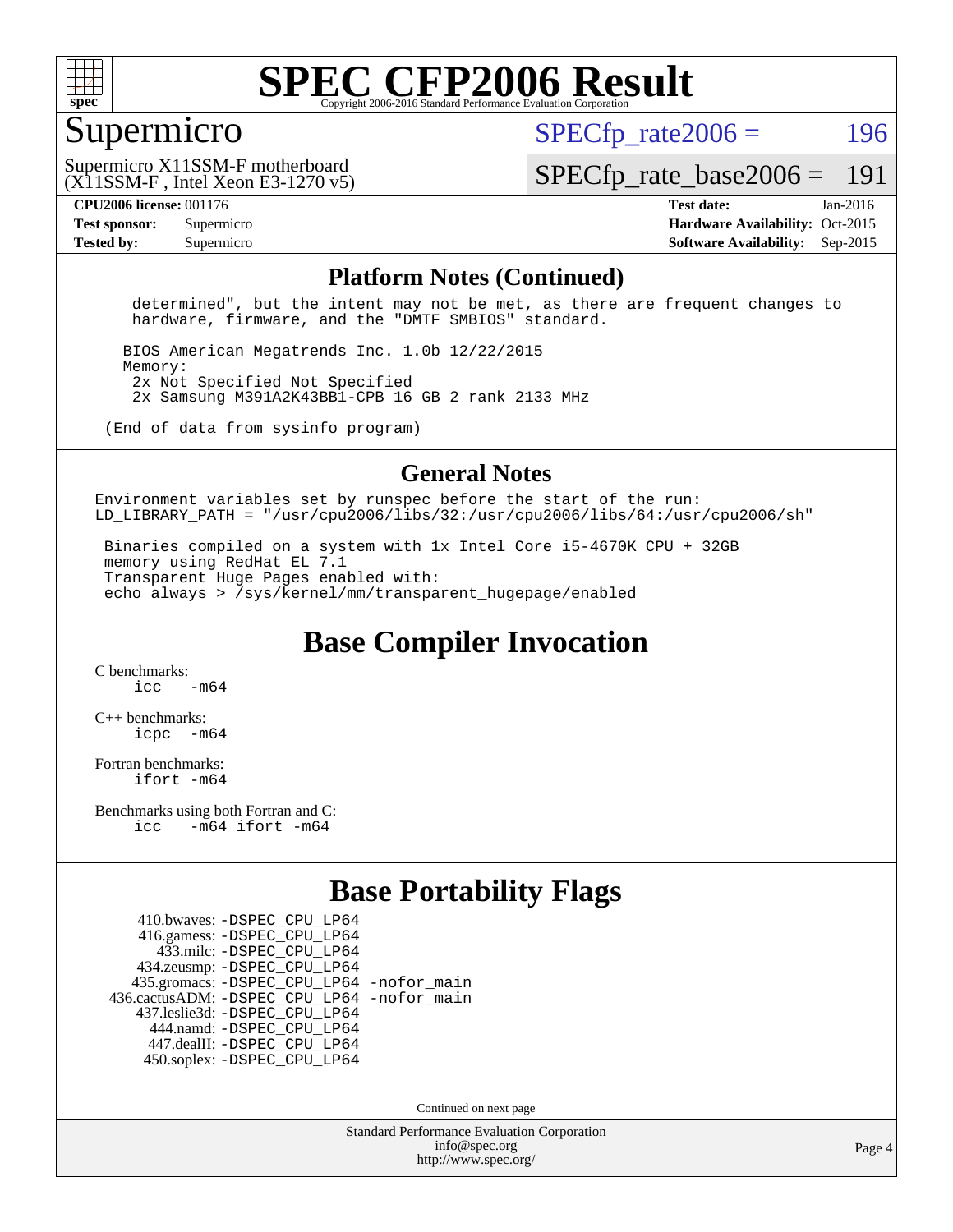# SPEC CFP2006 Result

Copyright 2006-2016 Standard Performance Evaluation Corporation

## Supermicro

Supermicro X11SSM-F motherboard
(X11SSM-F , Intel Xeon E3-1270 v5)

SPECfp_rate2006 = 196

SPECfp_rate_base2006 = 191

**CPU2006 license:** 001176
**Test sponsor:** Supermicro
**Tested by:** Supermicro

**Test date:** Jan-2016
**Hardware Availability:** Oct-2015
**Software Availability:** Sep-2015

### Platform Notes (Continued)

```
   determined", but the intent may not be met, as there are frequent changes to
   hardware, firmware, and the "DMTF SMBIOS" standard.

  BIOS American Megatrends Inc. 1.0b 12/22/2015
  Memory:
   2x Not Specified Not Specified
   2x Samsung M391A2K43BB1-CPB 16 GB 2 rank 2133 MHz

(End of data from sysinfo program)
```

### General Notes

```
Environment variables set by runspec before the start of the run:
LD_LIBRARY_PATH = "/usr/cpu2006/libs/32:/usr/cpu2006/libs/64:/usr/cpu2006/sh"

 Binaries compiled on a system with 1x Intel Core i5-4670K CPU + 32GB
 memory using RedHat EL 7.1
 Transparent Huge Pages enabled with:
 echo always > /sys/kernel/mm/transparent_hugepage/enabled
```

## Base Compiler Invocation

C benchmarks:
```
icc   -m64
```

C++ benchmarks:
```
icpc  -m64
```

Fortran benchmarks:
```
ifort -m64
```

Benchmarks using both Fortran and C:
```
icc   -m64 ifort -m64
```

## Base Portability Flags

```
      410.bwaves: -DSPEC_CPU_LP64
      416.gamess: -DSPEC_CPU_LP64
        433.milc: -DSPEC_CPU_LP64
      434.zeusmp: -DSPEC_CPU_LP64
     435.gromacs: -DSPEC_CPU_LP64 -nofor_main
  436.cactusADM: -DSPEC_CPU_LP64 -nofor_main
    437.leslie3d: -DSPEC_CPU_LP64
       444.namd: -DSPEC_CPU_LP64
     447.dealII: -DSPEC_CPU_LP64
     450.soplex: -DSPEC_CPU_LP64
```

Continued on next page

Standard Performance Evaluation Corporation
info@spec.org
http://www.spec.org/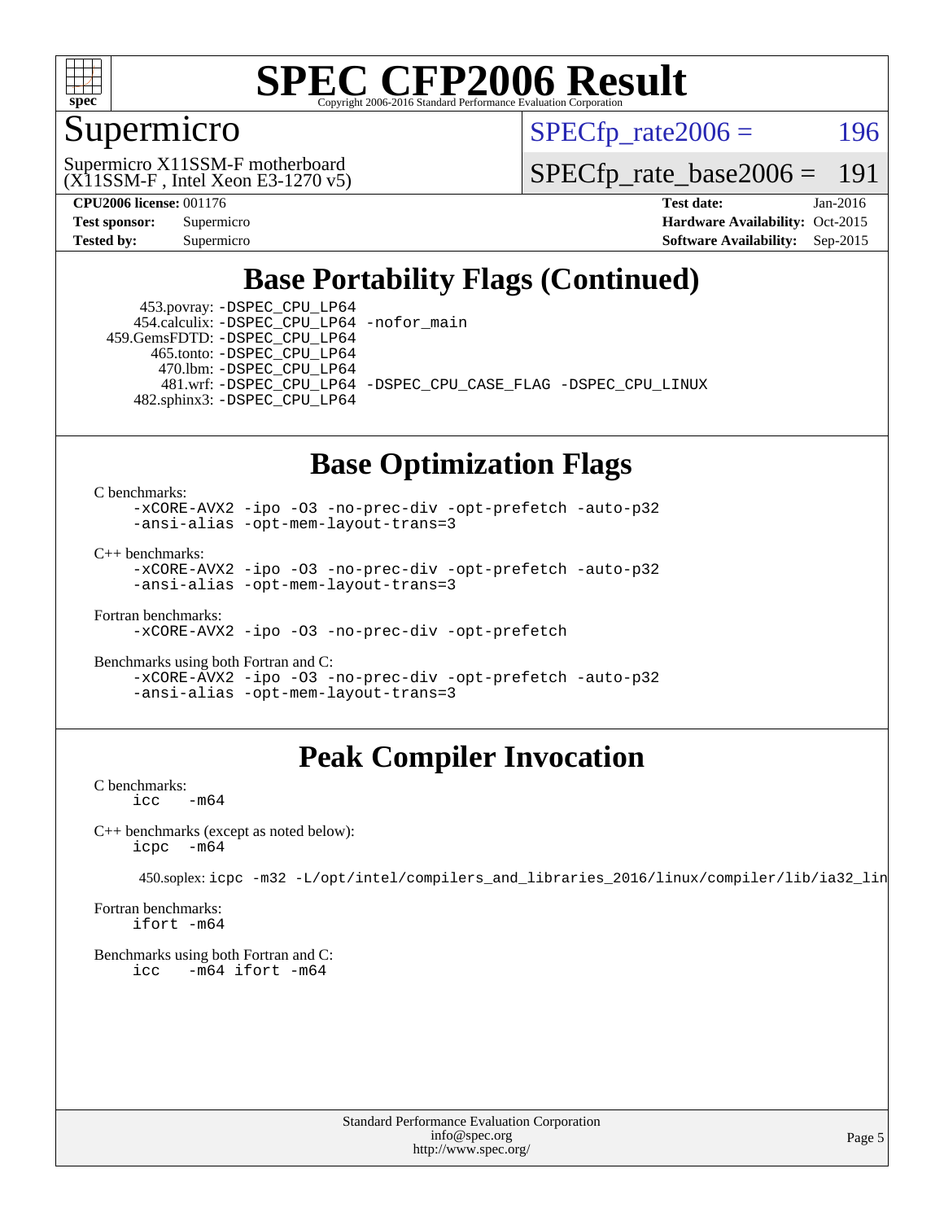# SPEC CFP2006 Result

Copyright 2006-2016 Standard Performance Evaluation Corporation

## Supermicro

Supermicro X11SSM-F motherboard
(X11SSM-F , Intel Xeon E3-1270 v5)

SPECfp_rate2006 = 196

SPECfp_rate_base2006 = 191

| | | | |
|---|---|---|---|
| **CPU2006 license:** 001176 | | **Test date:** | Jan-2016 |
| **Test sponsor:** | Supermicro | **Hardware Availability:** | Oct-2015 |
| **Tested by:** | Supermicro | **Software Availability:** | Sep-2015 |

## Base Portability Flags (Continued)

453.povray: -DSPEC_CPU_LP64
454.calculix: -DSPEC_CPU_LP64 -nofor_main
459.GemsFDTD: -DSPEC_CPU_LP64
465.tonto: -DSPEC_CPU_LP64
470.lbm: -DSPEC_CPU_LP64
481.wrf: -DSPEC_CPU_LP64 -DSPEC_CPU_CASE_FLAG -DSPEC_CPU_LINUX
482.sphinx3: -DSPEC_CPU_LP64

## Base Optimization Flags

C benchmarks:
```
-xCORE-AVX2 -ipo -O3 -no-prec-div -opt-prefetch -auto-p32
-ansi-alias -opt-mem-layout-trans=3
```

C++ benchmarks:
```
-xCORE-AVX2 -ipo -O3 -no-prec-div -opt-prefetch -auto-p32
-ansi-alias -opt-mem-layout-trans=3
```

Fortran benchmarks:
```
-xCORE-AVX2 -ipo -O3 -no-prec-div -opt-prefetch
```

Benchmarks using both Fortran and C:
```
-xCORE-AVX2 -ipo -O3 -no-prec-div -opt-prefetch -auto-p32
-ansi-alias -opt-mem-layout-trans=3
```

## Peak Compiler Invocation

C benchmarks:
```
icc  -m64
```

C++ benchmarks (except as noted below):
```
icpc  -m64
```

450.soplex: `icpc -m32 -L/opt/intel/compilers_and_libraries_2016/linux/compiler/lib/ia32_lin`

Fortran benchmarks:
```
ifort -m64
```

Benchmarks using both Fortran and C:
```
icc  -m64 ifort -m64
```

Standard Performance Evaluation Corporation
info@spec.org
http://www.spec.org/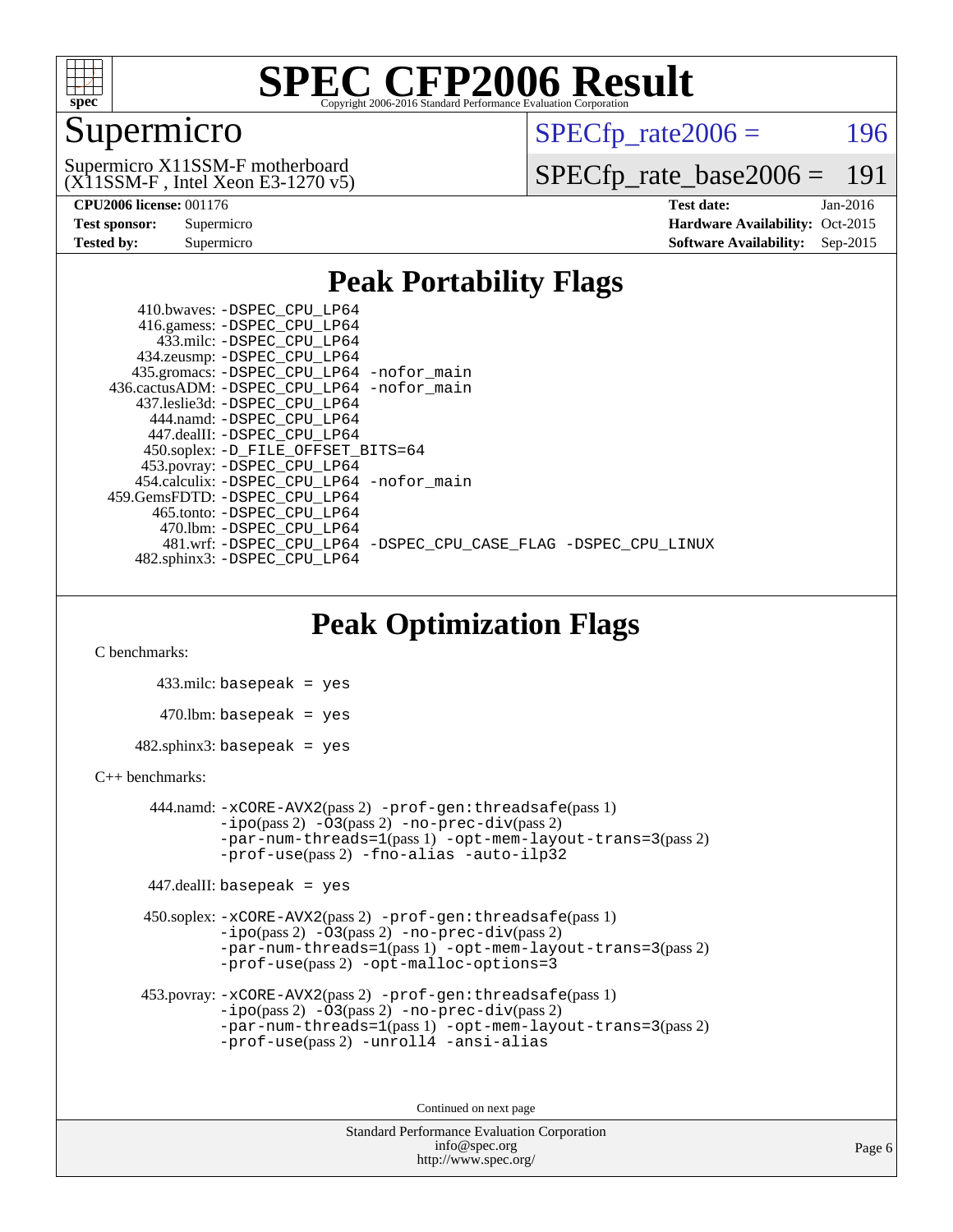# SPEC CFP2006 Result

Copyright 2006-2016 Standard Performance Evaluation Corporation

## Supermicro

Supermicro X11SSM-F motherboard
(X11SSM-F , Intel Xeon E3-1270 v5)

SPECfp_rate2006 = 196

SPECfp_rate_base2006 = 191

| | | | |
|---|---|---|---|
| **CPU2006 license:** | 001176 | **Test date:** | Jan-2016 |
| **Test sponsor:** | Supermicro | **Hardware Availability:** | Oct-2015 |
| **Tested by:** | Supermicro | **Software Availability:** | Sep-2015 |

## Peak Portability Flags

410.bwaves: -DSPEC_CPU_LP64
416.gamess: -DSPEC_CPU_LP64
433.milc: -DSPEC_CPU_LP64
434.zeusmp: -DSPEC_CPU_LP64
435.gromacs: -DSPEC_CPU_LP64 -nofor_main
436.cactusADM: -DSPEC_CPU_LP64 -nofor_main
437.leslie3d: -DSPEC_CPU_LP64
444.namd: -DSPEC_CPU_LP64
447.dealII: -DSPEC_CPU_LP64
450.soplex: -D_FILE_OFFSET_BITS=64
453.povray: -DSPEC_CPU_LP64
454.calculix: -DSPEC_CPU_LP64 -nofor_main
459.GemsFDTD: -DSPEC_CPU_LP64
465.tonto: -DSPEC_CPU_LP64
470.lbm: -DSPEC_CPU_LP64
481.wrf: -DSPEC_CPU_LP64 -DSPEC_CPU_CASE_FLAG -DSPEC_CPU_LINUX
482.sphinx3: -DSPEC_CPU_LP64

## Peak Optimization Flags

C benchmarks:

433.milc: basepeak = yes

470.lbm: basepeak = yes

482.sphinx3: basepeak = yes

C++ benchmarks:

444.namd: -xCORE-AVX2(pass 2) -prof-gen:threadsafe(pass 1) -ipo(pass 2) -O3(pass 2) -no-prec-div(pass 2) -par-num-threads=1(pass 1) -opt-mem-layout-trans=3(pass 2) -prof-use(pass 2) -fno-alias -auto-ilp32

447.dealII: basepeak = yes

450.soplex: -xCORE-AVX2(pass 2) -prof-gen:threadsafe(pass 1) -ipo(pass 2) -O3(pass 2) -no-prec-div(pass 2) -par-num-threads=1(pass 1) -opt-mem-layout-trans=3(pass 2) -prof-use(pass 2) -opt-malloc-options=3

453.povray: -xCORE-AVX2(pass 2) -prof-gen:threadsafe(pass 1) -ipo(pass 2) -O3(pass 2) -no-prec-div(pass 2) -par-num-threads=1(pass 1) -opt-mem-layout-trans=3(pass 2) -prof-use(pass 2) -unroll4 -ansi-alias

Continued on next page

Standard Performance Evaluation Corporation
info@spec.org
http://www.spec.org/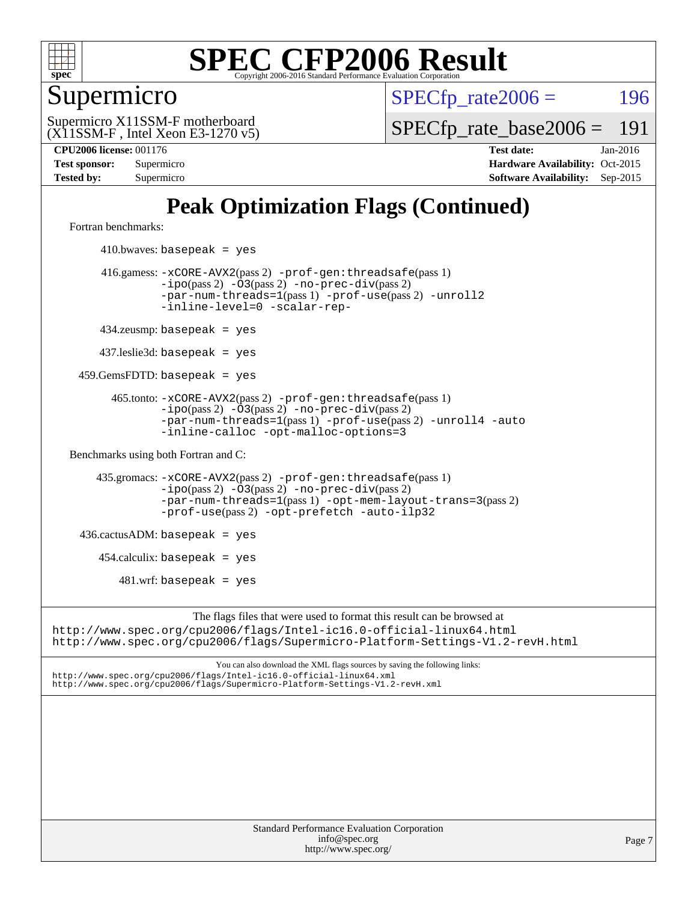# SPEC CFP2006 Result

Copyright 2006-2016 Standard Performance Evaluation Corporation

## Supermicro

Supermicro X11SSM-F motherboard
(X11SSM-F , Intel Xeon E3-1270 v5)

SPECfp_rate2006 = 196

SPECfp_rate_base2006 = 191

**CPU2006 license:** 001176
**Test sponsor:** Supermicro
**Tested by:** Supermicro

**Test date:** Jan-2016
**Hardware Availability:** Oct-2015
**Software Availability:** Sep-2015

# Peak Optimization Flags (Continued)

Fortran benchmarks:

410.bwaves: `basepeak = yes`

416.gamess: `-xCORE-AVX2`(pass 2) `-prof-gen:threadsafe`(pass 1) `-ipo`(pass 2) `-O3`(pass 2) `-no-prec-div`(pass 2) `-par-num-threads=1`(pass 1) `-prof-use`(pass 2) `-unroll2` `-inline-level=0` `-scalar-rep-`

434.zeusmp: `basepeak = yes`

437.leslie3d: `basepeak = yes`

459.GemsFDTD: `basepeak = yes`

465.tonto: `-xCORE-AVX2`(pass 2) `-prof-gen:threadsafe`(pass 1) `-ipo`(pass 2) `-O3`(pass 2) `-no-prec-div`(pass 2) `-par-num-threads=1`(pass 1) `-prof-use`(pass 2) `-unroll4` `-auto` `-inline-calloc` `-opt-malloc-options=3`

Benchmarks using both Fortran and C:

435.gromacs: `-xCORE-AVX2`(pass 2) `-prof-gen:threadsafe`(pass 1) `-ipo`(pass 2) `-O3`(pass 2) `-no-prec-div`(pass 2) `-par-num-threads=1`(pass 1) `-opt-mem-layout-trans=3`(pass 2) `-prof-use`(pass 2) `-opt-prefetch` `-auto-ilp32`

436.cactusADM: `basepeak = yes`

454.calculix: `basepeak = yes`

481.wrf: `basepeak = yes`

The flags files that were used to format this result can be browsed at
http://www.spec.org/cpu2006/flags/Intel-ic16.0-official-linux64.html
http://www.spec.org/cpu2006/flags/Supermicro-Platform-Settings-V1.2-revH.html

You can also download the XML flags sources by saving the following links:
http://www.spec.org/cpu2006/flags/Intel-ic16.0-official-linux64.xml
http://www.spec.org/cpu2006/flags/Supermicro-Platform-Settings-V1.2-revH.xml

Standard Performance Evaluation Corporation
info@spec.org
http://www.spec.org/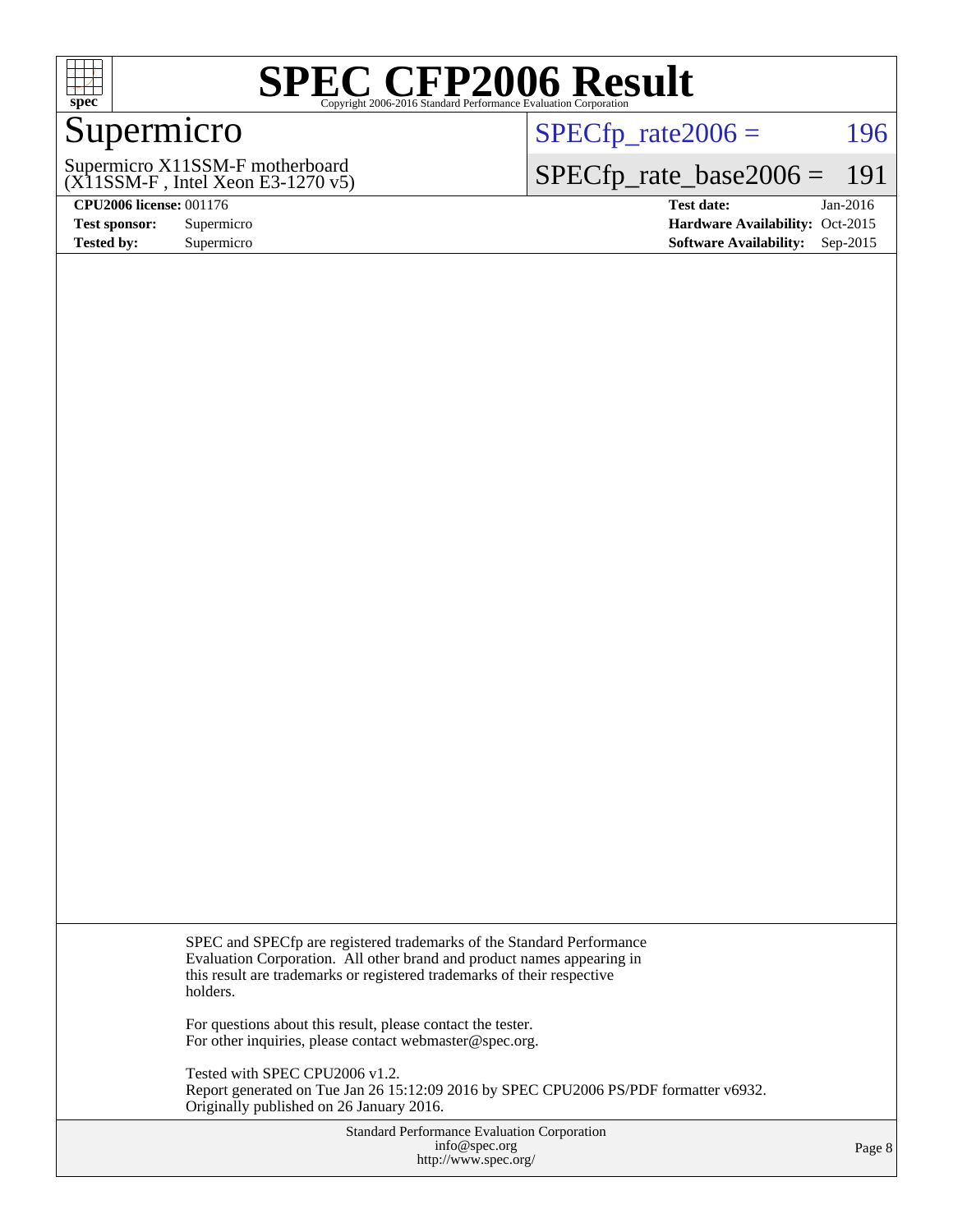SPEC and SPECfp are registered trademarks of the Standard Performance Evaluation Corporation. All other brand and product names appearing in this result are trademarks or registered trademarks of their respective holders.

For questions about this result, please contact the tester.
For other inquiries, please contact webmaster@spec.org.

Tested with SPEC CPU2006 v1.2.
Report generated on Tue Jan 26 15:12:09 2016 by SPEC CPU2006 PS/PDF formatter v6932.
Originally published on 26 January 2016.